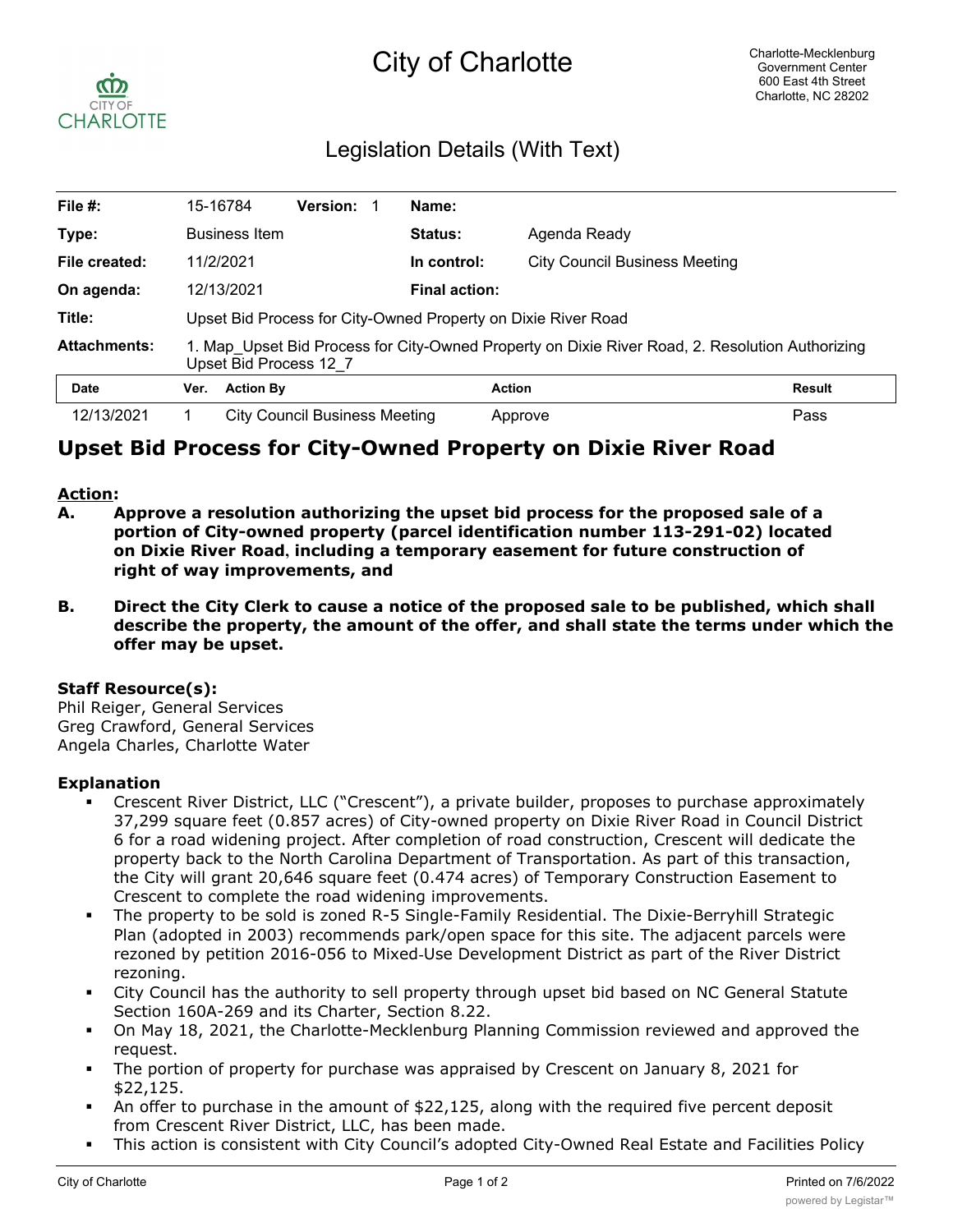# City of Charlotte

Charlotte-Mecklenburg Government Center
600 East 4th Street
Charlotte, NC 28202

## Legislation Details (With Text)

| | | | |
|---|---|---|---|
| **File #:** | 15-16784 **Version:** 1 | **Name:** | |
| **Type:** | Business Item | **Status:** | Agenda Ready |
| **File created:** | 11/2/2021 | **In control:** | City Council Business Meeting |
| **On agenda:** | 12/13/2021 | **Final action:** | |
| **Title:** | Upset Bid Process for City-Owned Property on Dixie River Road | | |
| **Attachments:** | 1. Map_Upset Bid Process for City-Owned Property on Dixie River Road, 2. Resolution Authorizing Upset Bid Process 12_7 | | |

| Date | Ver. | Action By | Action | Result |
|---|---|---|---|---|
| 12/13/2021 | 1 | City Council Business Meeting | Approve | Pass |

## Upset Bid Process for City-Owned Property on Dixie River Road

**Action:**

**A. Approve a resolution authorizing the upset bid process for the proposed sale of a portion of City-owned property (parcel identification number 113-291-02) located on Dixie River Road, including a temporary easement for future construction of right of way improvements, and**

**B. Direct the City Clerk to cause a notice of the proposed sale to be published, which shall describe the property, the amount of the offer, and shall state the terms under which the offer may be upset.**

**Staff Resource(s):**
Phil Reiger, General Services
Greg Crawford, General Services
Angela Charles, Charlotte Water

**Explanation**

- Crescent River District, LLC ("Crescent"), a private builder, proposes to purchase approximately 37,299 square feet (0.857 acres) of City-owned property on Dixie River Road in Council District 6 for a road widening project. After completion of road construction, Crescent will dedicate the property back to the North Carolina Department of Transportation. As part of this transaction, the City will grant 20,646 square feet (0.474 acres) of Temporary Construction Easement to Crescent to complete the road widening improvements.
- The property to be sold is zoned R-5 Single-Family Residential. The Dixie-Berryhill Strategic Plan (adopted in 2003) recommends park/open space for this site. The adjacent parcels were rezoned by petition 2016-056 to Mixed-Use Development District as part of the River District rezoning.
- City Council has the authority to sell property through upset bid based on NC General Statute Section 160A-269 and its Charter, Section 8.22.
- On May 18, 2021, the Charlotte-Mecklenburg Planning Commission reviewed and approved the request.
- The portion of property for purchase was appraised by Crescent on January 8, 2021 for $22,125.
- An offer to purchase in the amount of $22,125, along with the required five percent deposit from Crescent River District, LLC, has been made.
- This action is consistent with City Council's adopted City-Owned Real Estate and Facilities Policy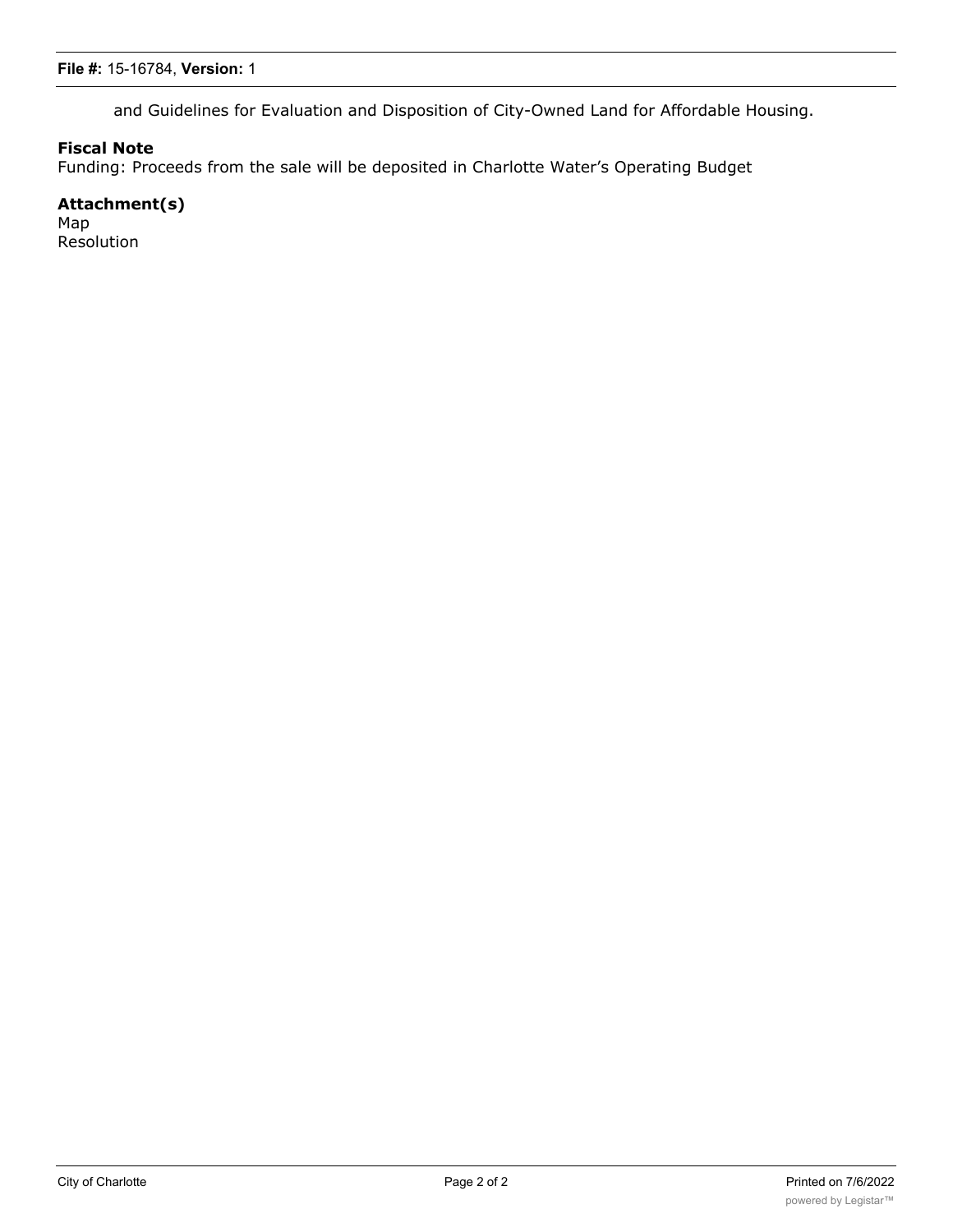and Guidelines for Evaluation and Disposition of City-Owned Land for Affordable Housing.

**Fiscal Note**

Funding: Proceeds from the sale will be deposited in Charlotte Water's Operating Budget

**Attachment(s)**

Map

Resolution